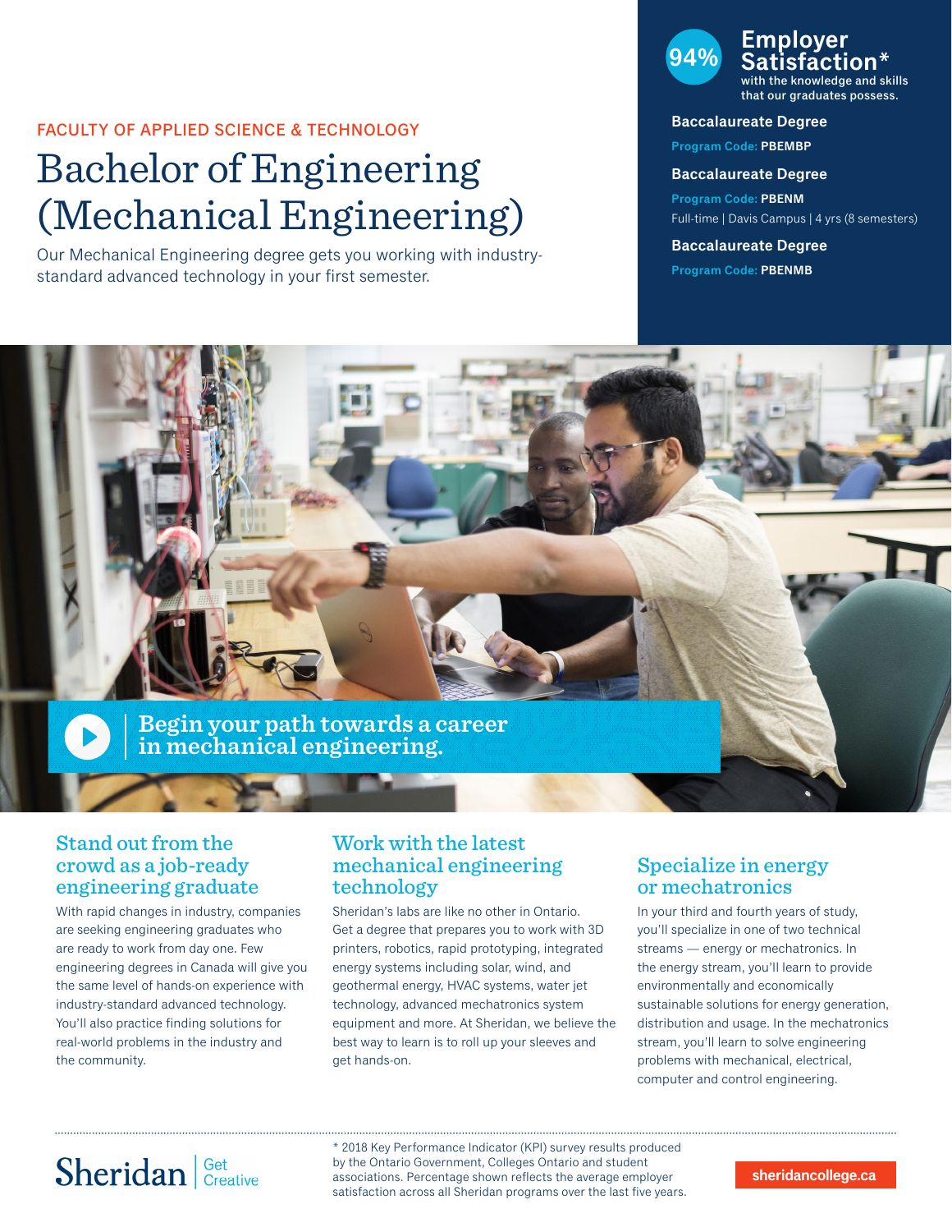FACULTY OF APPLIED SCIENCE & TECHNOLOGY

# Bachelor of Engineering (Mechanical Engineering)

Our Mechanical Engineering degree gets you working with industry-standard advanced technology in your first semester.

**94% Employer Satisfaction*** with the knowledge and skills that our graduates possess.

**Baccalaureate Degree**
Program Code: **PBEMBP**

**Baccalaureate Degree**
Program Code: **PBENM**
Full-time | Davis Campus | 4 yrs (8 semesters)

**Baccalaureate Degree**
Program Code: **PBENMB**

**Begin your path towards a career in mechanical engineering.**

## Stand out from the crowd as a job-ready engineering graduate

With rapid changes in industry, companies are seeking engineering graduates who are ready to work from day one. Few engineering degrees in Canada will give you the same level of hands-on experience with industry-standard advanced technology. You'll also practice finding solutions for real-world problems in the industry and the community.

## Work with the latest mechanical engineering technology

Sheridan's labs are like no other in Ontario. Get a degree that prepares you to work with 3D printers, robotics, rapid prototyping, integrated energy systems including solar, wind, and geothermal energy, HVAC systems, water jet technology, advanced mechatronics system equipment and more. At Sheridan, we believe the best way to learn is to roll up your sleeves and get hands-on.

## Specialize in energy or mechatronics

In your third and fourth years of study, you'll specialize in one of two technical streams — energy or mechatronics. In the energy stream, you'll learn to provide environmentally and economically sustainable solutions for energy generation, distribution and usage. In the mechatronics stream, you'll learn to solve engineering problems with mechanical, electrical, computer and control engineering.

Sheridan | Get Creative

* 2018 Key Performance Indicator (KPI) survey results produced by the Ontario Government, Colleges Ontario and student associations. Percentage shown reflects the average employer satisfaction across all Sheridan programs over the last five years.

sheridancollege.ca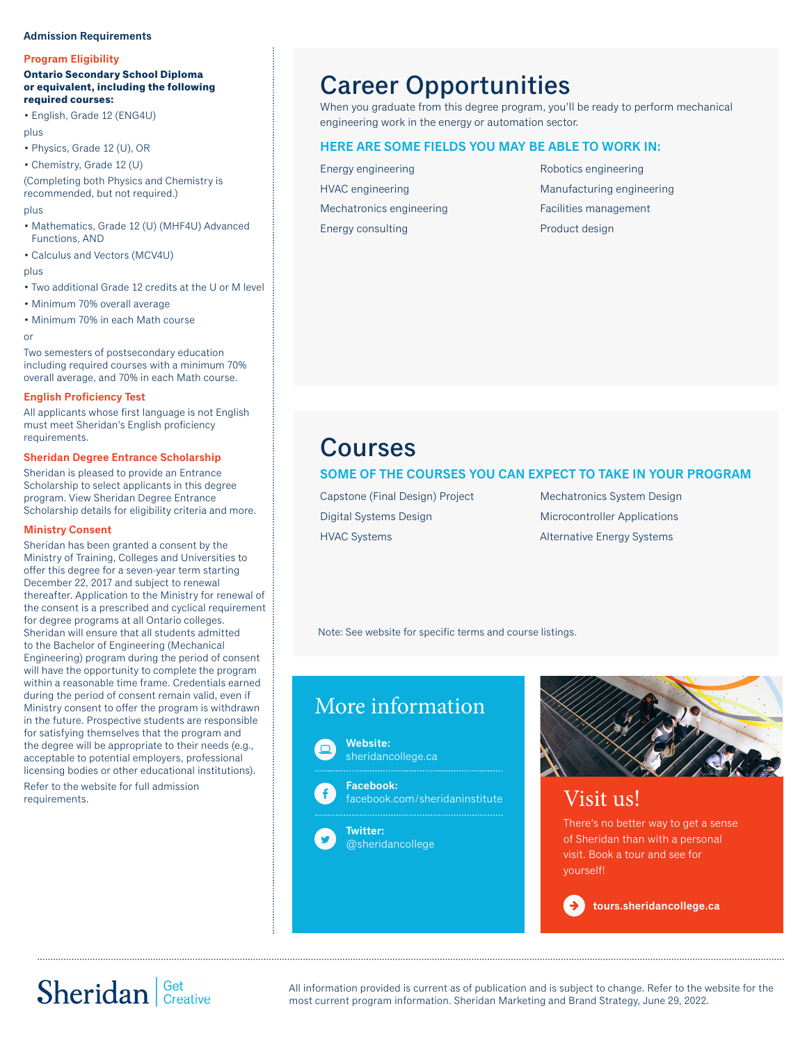## Admission Requirements

### Program Eligibility

**Ontario Secondary School Diploma or equivalent, including the following required courses:**

- English, Grade 12 (ENG4U)

plus

- Physics, Grade 12 (U), OR
- Chemistry, Grade 12 (U)

(Completing both Physics and Chemistry is recommended, but not required.)

plus

- Mathematics, Grade 12 (U) (MHF4U) Advanced Functions, AND
- Calculus and Vectors (MCV4U)

plus

- Two additional Grade 12 credits at the U or M level
- Minimum 70% overall average
- Minimum 70% in each Math course

or

Two semesters of postsecondary education including required courses with a minimum 70% overall average, and 70% in each Math course.

### English Proficiency Test

All applicants whose first language is not English must meet Sheridan's English proficiency requirements.

### Sheridan Degree Entrance Scholarship

Sheridan is pleased to provide an Entrance Scholarship to select applicants in this degree program. View Sheridan Degree Entrance Scholarship details for eligibility criteria and more.

### Ministry Consent

Sheridan has been granted a consent by the Ministry of Training, Colleges and Universities to offer this degree for a seven-year term starting December 22, 2017 and subject to renewal thereafter. Application to the Ministry for renewal of the consent is a prescribed and cyclical requirement for degree programs at all Ontario colleges. Sheridan will ensure that all students admitted to the Bachelor of Engineering (Mechanical Engineering) program during the period of consent will have the opportunity to complete the program within a reasonable time frame. Credentials earned during the period of consent remain valid, even if Ministry consent to offer the program is withdrawn in the future. Prospective students are responsible for satisfying themselves that the program and the degree will be appropriate to their needs (e.g., acceptable to potential employers, professional licensing bodies or other educational institutions).

Refer to the website for full admission requirements.

# Career Opportunities

When you graduate from this degree program, you'll be ready to perform mechanical engineering work in the energy or automation sector.

### HERE ARE SOME FIELDS YOU MAY BE ABLE TO WORK IN:

- Energy engineering
- HVAC engineering
- Mechatronics engineering
- Energy consulting
- Robotics engineering
- Manufacturing engineering
- Facilities management
- Product design

# Courses

### SOME OF THE COURSES YOU CAN EXPECT TO TAKE IN YOUR PROGRAM

- Capstone (Final Design) Project
- Digital Systems Design
- HVAC Systems
- Mechatronics System Design
- Microcontroller Applications
- Alternative Energy Systems

Note: See website for specific terms and course listings.

## More information

**Website:**
sheridancollege.ca

**Facebook:**
facebook.com/sheridaninstitute

**Twitter:**
@sheridancollege

## Visit us!

There's no better way to get a sense of Sheridan than with a personal visit. Book a tour and see for yourself!

**tours.sheridancollege.ca**

Sheridan | Get Creative

All information provided is current as of publication and is subject to change. Refer to the website for the most current program information. Sheridan Marketing and Brand Strategy, June 29, 2022.